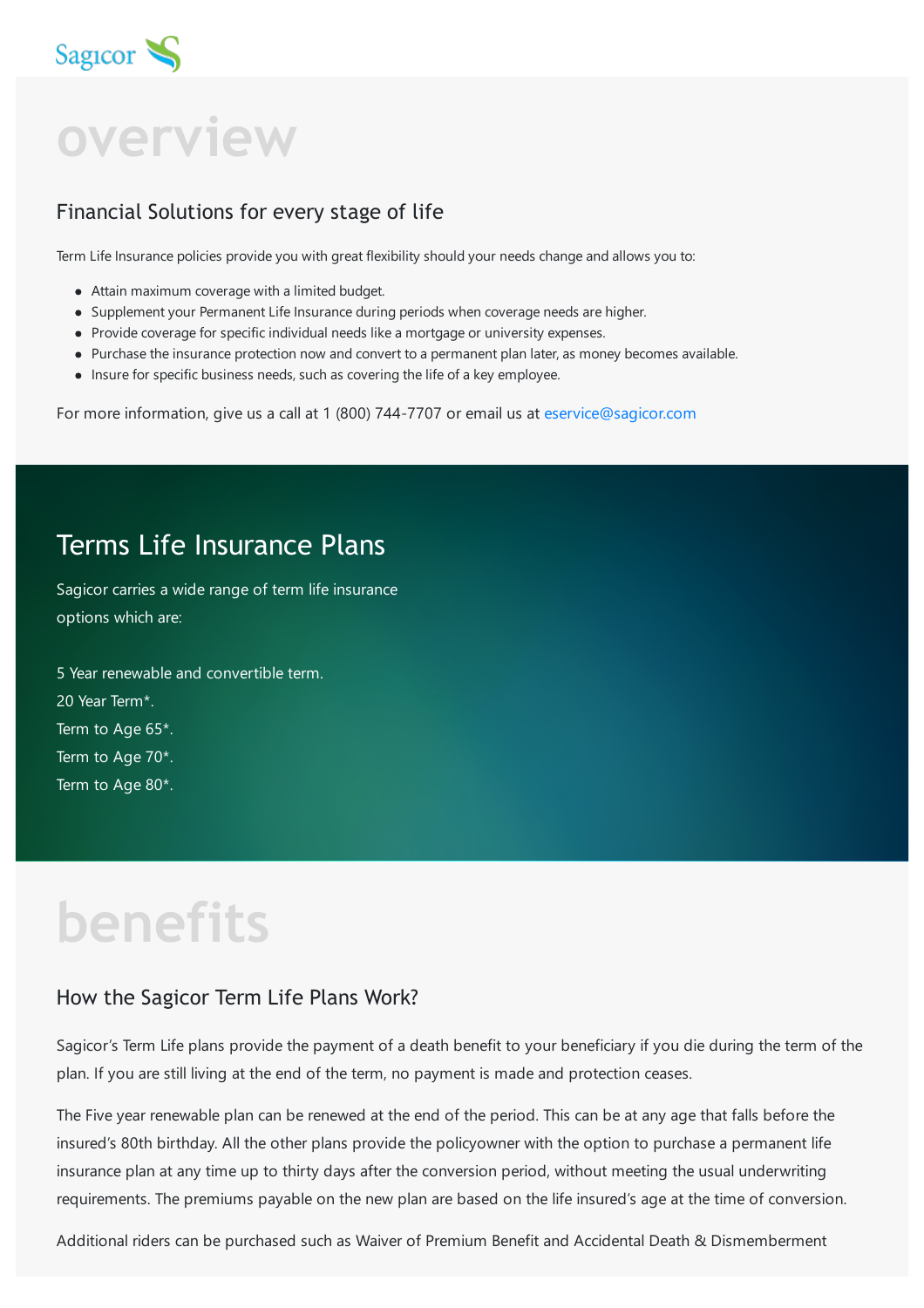Sagicor

# overview

## Financial Solutions for every stage of life

Term Life Insurance policies provide you with great flexibility should your needs change and allows you to:

- Attain maximum coverage with a limited budget.
- Supplement your Permanent Life Insurance during periods when coverage needs are higher.
- Provide coverage for specific individual needs like a mortgage or university expenses.
- Purchase the insurance protection now and convert to a permanent plan later, as money becomes available.
- Insure for specific business needs, such as covering the life of a key employee.

For more information, give us a call at 1 (800) 744-7707 or email us at eservice@sagicor.com

## Terms Life Insurance Plans

Sagicor carries a wide range of term life insurance options which are:

5 Year renewable and convertible term.
20 Year Term*.
Term to Age 65*.
Term to Age 70*.
Term to Age 80*.

# benefits

## How the Sagicor Term Life Plans Work?

Sagicor's Term Life plans provide the payment of a death benefit to your beneficiary if you die during the term of the plan. If you are still living at the end of the term, no payment is made and protection ceases.

The Five year renewable plan can be renewed at the end of the period. This can be at any age that falls before the insured's 80th birthday. All the other plans provide the policyowner with the option to purchase a permanent life insurance plan at any time up to thirty days after the conversion period, without meeting the usual underwriting requirements. The premiums payable on the new plan are based on the life insured's age at the time of conversion.

Additional riders can be purchased such as Waiver of Premium Benefit and Accidental Death & Dismemberment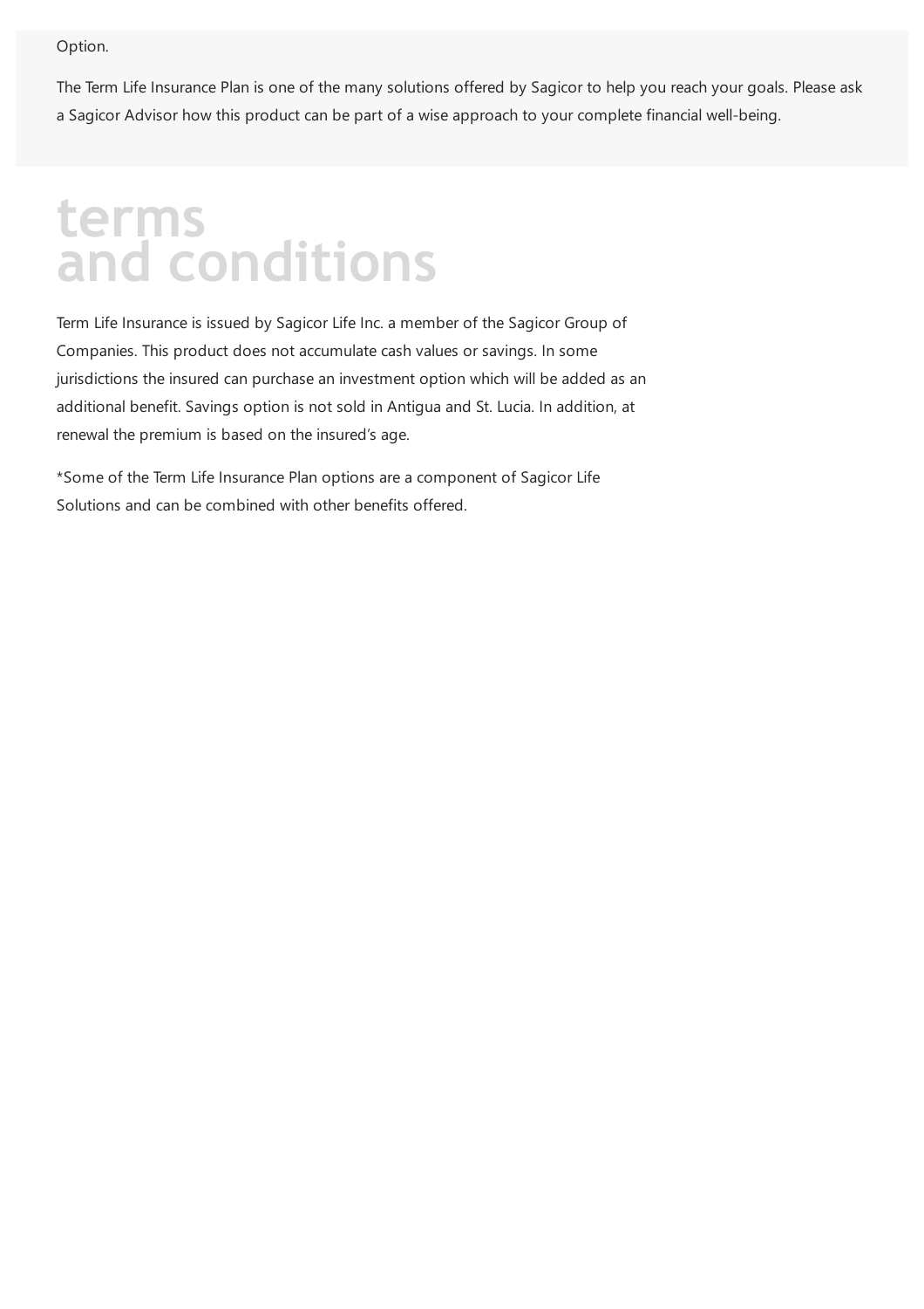Option.

The Term Life Insurance Plan is one of the many solutions offered by Sagicor to help you reach your goals. Please ask a Sagicor Advisor how this product can be part of a wise approach to your complete financial well-being.

# terms and conditions

Term Life Insurance is issued by Sagicor Life Inc. a member of the Sagicor Group of Companies. This product does not accumulate cash values or savings. In some jurisdictions the insured can purchase an investment option which will be added as an additional benefit. Savings option is not sold in Antigua and St. Lucia. In addition, at renewal the premium is based on the insured's age.

*Some of the Term Life Insurance Plan options are a component of Sagicor Life Solutions and can be combined with other benefits offered.